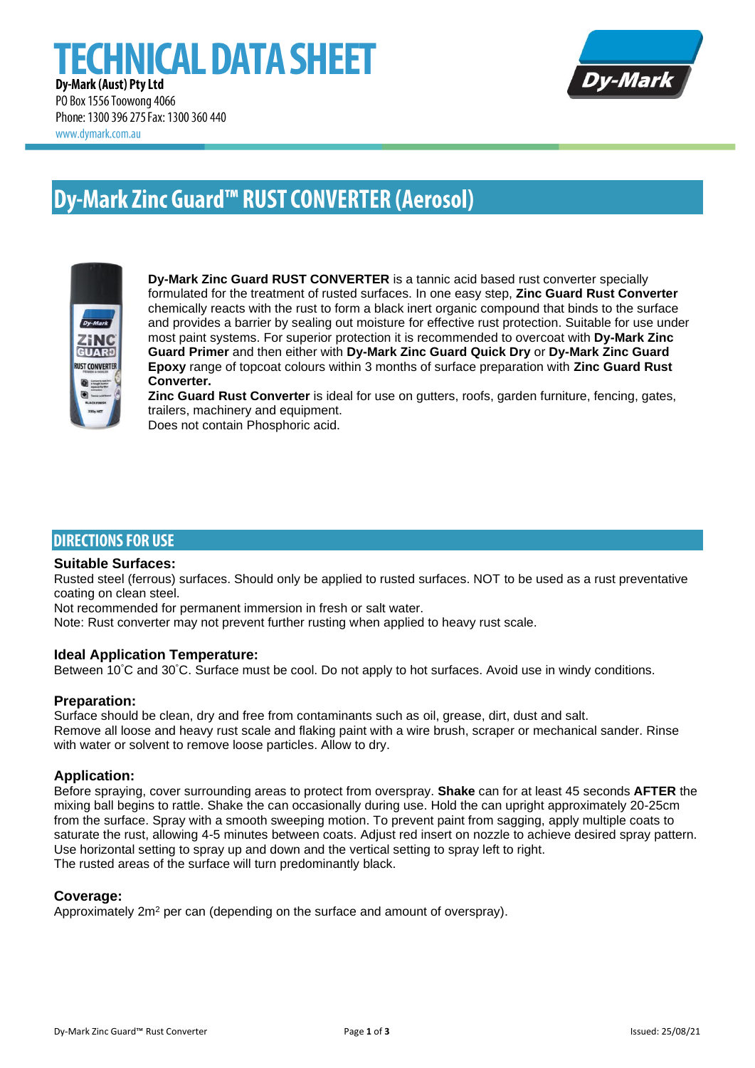# TECHNICAL DATA SHEET

**Dy-Mark (Aust) Pty Ltd**
PO Box 1556 Toowong 4066
Phone: 1300 396 275 Fax: 1300 360 440
www.dymark.com.au

## Dy-Mark Zinc Guard™ RUST CONVERTER (Aerosol)

**Dy-Mark Zinc Guard RUST CONVERTER** is a tannic acid based rust converter specially formulated for the treatment of rusted surfaces. In one easy step, **Zinc Guard Rust Converter** chemically reacts with the rust to form a black inert organic compound that binds to the surface and provides a barrier by sealing out moisture for effective rust protection. Suitable for use under most paint systems. For superior protection it is recommended to overcoat with **Dy-Mark Zinc Guard Primer** and then either with **Dy-Mark Zinc Guard Quick Dry** or **Dy-Mark Zinc Guard Epoxy** range of topcoat colours within 3 months of surface preparation with **Zinc Guard Rust Converter.**
**Zinc Guard Rust Converter** is ideal for use on gutters, roofs, garden furniture, fencing, gates, trailers, machinery and equipment.
Does not contain Phosphoric acid.

## DIRECTIONS FOR USE

### Suitable Surfaces:

Rusted steel (ferrous) surfaces. Should only be applied to rusted surfaces. NOT to be used as a rust preventative coating on clean steel.
Not recommended for permanent immersion in fresh or salt water.
Note: Rust converter may not prevent further rusting when applied to heavy rust scale.

### Ideal Application Temperature:

Between 10˚C and 30˚C. Surface must be cool. Do not apply to hot surfaces. Avoid use in windy conditions.

### Preparation:

Surface should be clean, dry and free from contaminants such as oil, grease, dirt, dust and salt.
Remove all loose and heavy rust scale and flaking paint with a wire brush, scraper or mechanical sander. Rinse with water or solvent to remove loose particles. Allow to dry.

### Application:

Before spraying, cover surrounding areas to protect from overspray. **Shake** can for at least 45 seconds **AFTER** the mixing ball begins to rattle. Shake the can occasionally during use. Hold the can upright approximately 20-25cm from the surface. Spray with a smooth sweeping motion. To prevent paint from sagging, apply multiple coats to saturate the rust, allowing 4-5 minutes between coats. Adjust red insert on nozzle to achieve desired spray pattern. Use horizontal setting to spray up and down and the vertical setting to spray left to right.
The rusted areas of the surface will turn predominantly black.

### Coverage:

Approximately 2m$^2$ per can (depending on the surface and amount of overspray).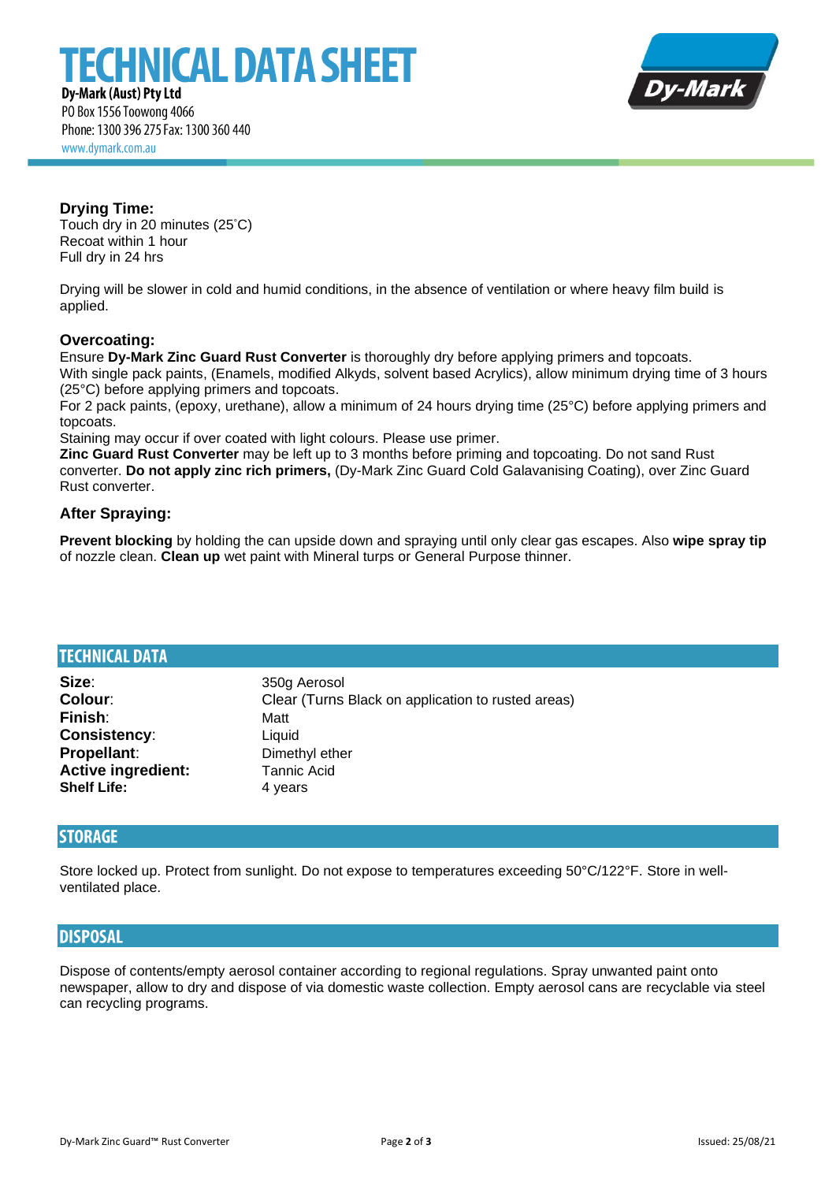**Drying Time:**
Touch dry in 20 minutes (25˚C)
Recoat within 1 hour
Full dry in 24 hrs

Drying will be slower in cold and humid conditions, in the absence of ventilation or where heavy film build is applied.

**Overcoating:**
Ensure **Dy-Mark Zinc Guard Rust Converter** is thoroughly dry before applying primers and topcoats.
With single pack paints, (Enamels, modified Alkyds, solvent based Acrylics), allow minimum drying time of 3 hours (25°C) before applying primers and topcoats.
For 2 pack paints, (epoxy, urethane), allow a minimum of 24 hours drying time (25°C) before applying primers and topcoats.
Staining may occur if over coated with light colours. Please use primer.
**Zinc Guard Rust Converter** may be left up to 3 months before priming and topcoating. Do not sand Rust converter. **Do not apply zinc rich primers,** (Dy-Mark Zinc Guard Cold Galavanising Coating), over Zinc Guard Rust converter.

**After Spraying:**

**Prevent blocking** by holding the can upside down and spraying until only clear gas escapes. Also **wipe spray tip** of nozzle clean. **Clean up** wet paint with Mineral turps or General Purpose thinner.

## TECHNICAL DATA

| | |
|---|---|
| **Size**: | 350g Aerosol |
| **Colour**: | Clear (Turns Black on application to rusted areas) |
| **Finish**: | Matt |
| **Consistency**: | Liquid |
| **Propellant**: | Dimethyl ether |
| **Active ingredient:** | Tannic Acid |
| **Shelf Life:** | 4 years |

## STORAGE

Store locked up. Protect from sunlight. Do not expose to temperatures exceeding 50°C/122°F. Store in well-ventilated place.

## DISPOSAL

Dispose of contents/empty aerosol container according to regional regulations. Spray unwanted paint onto newspaper, allow to dry and dispose of via domestic waste collection. Empty aerosol cans are recyclable via steel can recycling programs.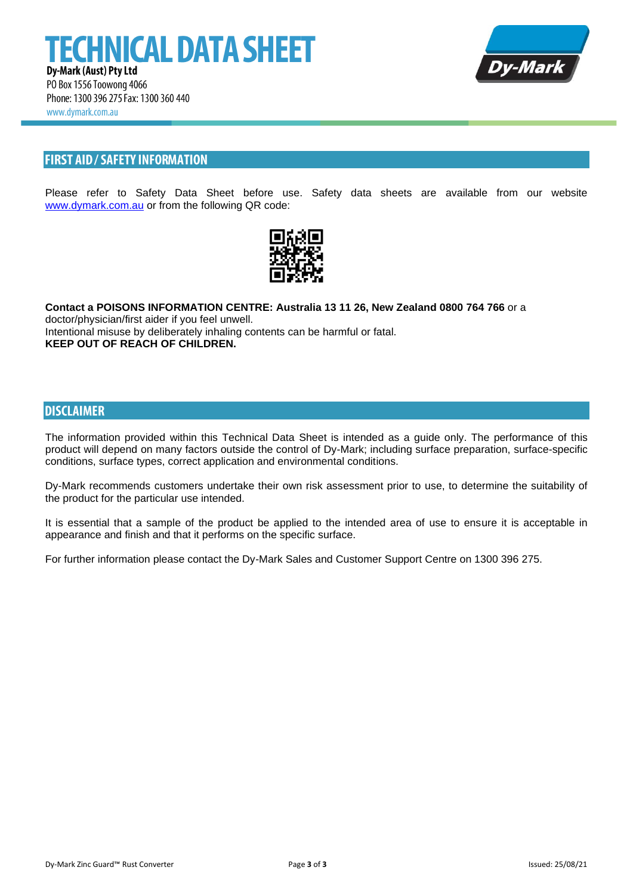# TECHNICAL DATA SHEET

**Dy-Mark (Aust) Pty Ltd**
PO Box 1556 Toowong 4066
Phone: 1300 396 275 Fax: 1300 360 440
www.dymark.com.au

## FIRST AID / SAFETY INFORMATION

Please refer to Safety Data Sheet before use. Safety data sheets are available from our website www.dymark.com.au or from the following QR code:

**Contact a POISONS INFORMATION CENTRE: Australia 13 11 26, New Zealand 0800 764 766** or a doctor/physician/first aider if you feel unwell.
Intentional misuse by deliberately inhaling contents can be harmful or fatal.
**KEEP OUT OF REACH OF CHILDREN.**

## DISCLAIMER

The information provided within this Technical Data Sheet is intended as a guide only. The performance of this product will depend on many factors outside the control of Dy-Mark; including surface preparation, surface-specific conditions, surface types, correct application and environmental conditions.

Dy-Mark recommends customers undertake their own risk assessment prior to use, to determine the suitability of the product for the particular use intended.

It is essential that a sample of the product be applied to the intended area of use to ensure it is acceptable in appearance and finish and that it performs on the specific surface.

For further information please contact the Dy-Mark Sales and Customer Support Centre on 1300 396 275.